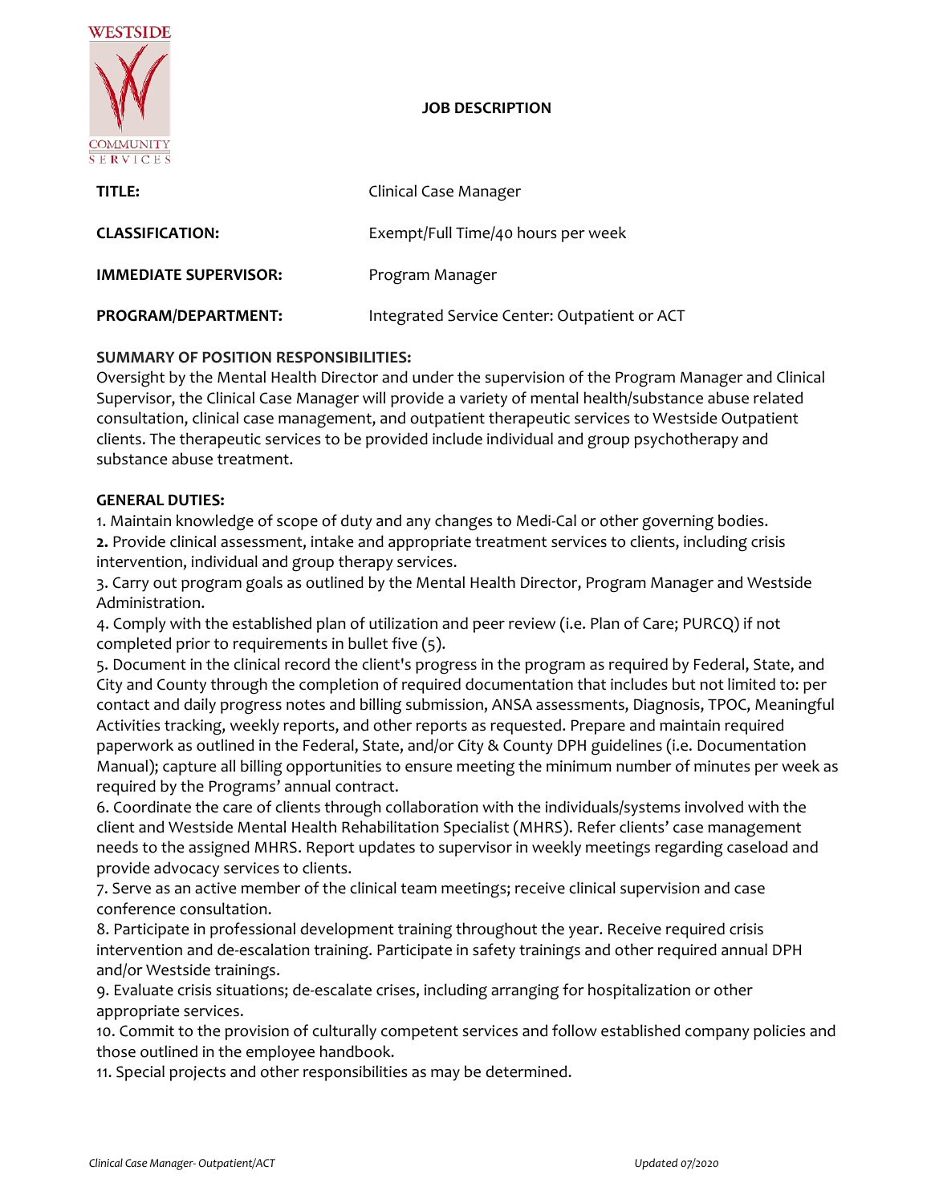WESTSIDE COMMUNITY SERVICES

# JOB DESCRIPTION

| | |
|---|---|
| **TITLE:** | Clinical Case Manager |
| **CLASSIFICATION:** | Exempt/Full Time/40 hours per week |
| **IMMEDIATE SUPERVISOR:** | Program Manager |
| **PROGRAM/DEPARTMENT:** | Integrated Service Center: Outpatient or ACT |

**SUMMARY OF POSITION RESPONSIBILITIES:**
Oversight by the Mental Health Director and under the supervision of the Program Manager and Clinical Supervisor, the Clinical Case Manager will provide a variety of mental health/substance abuse related consultation, clinical case management, and outpatient therapeutic services to Westside Outpatient clients. The therapeutic services to be provided include individual and group psychotherapy and substance abuse treatment.

**GENERAL DUTIES:**

1. Maintain knowledge of scope of duty and any changes to Medi-Cal or other governing bodies.
2. Provide clinical assessment, intake and appropriate treatment services to clients, including crisis intervention, individual and group therapy services.
3. Carry out program goals as outlined by the Mental Health Director, Program Manager and Westside Administration.
4. Comply with the established plan of utilization and peer review (i.e. Plan of Care; PURCQ) if not completed prior to requirements in bullet five (5).
5. Document in the clinical record the client's progress in the program as required by Federal, State, and City and County through the completion of required documentation that includes but not limited to: per contact and daily progress notes and billing submission, ANSA assessments, Diagnosis, TPOC, Meaningful Activities tracking, weekly reports, and other reports as requested. Prepare and maintain required paperwork as outlined in the Federal, State, and/or City & County DPH guidelines (i.e. Documentation Manual); capture all billing opportunities to ensure meeting the minimum number of minutes per week as required by the Programs' annual contract.
6. Coordinate the care of clients through collaboration with the individuals/systems involved with the client and Westside Mental Health Rehabilitation Specialist (MHRS). Refer clients' case management needs to the assigned MHRS. Report updates to supervisor in weekly meetings regarding caseload and provide advocacy services to clients.
7. Serve as an active member of the clinical team meetings; receive clinical supervision and case conference consultation.
8. Participate in professional development training throughout the year. Receive required crisis intervention and de-escalation training. Participate in safety trainings and other required annual DPH and/or Westside trainings.
9. Evaluate crisis situations; de-escalate crises, including arranging for hospitalization or other appropriate services.
10. Commit to the provision of culturally competent services and follow established company policies and those outlined in the employee handbook.
11. Special projects and other responsibilities as may be determined.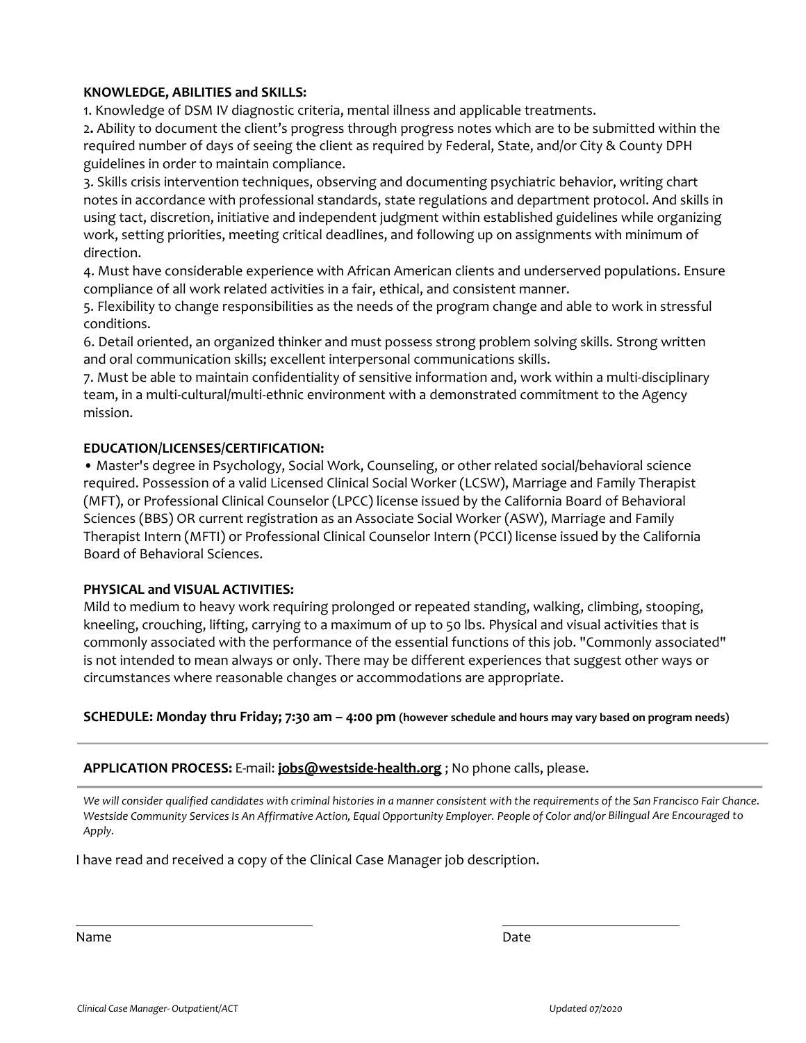**KNOWLEDGE, ABILITIES and SKILLS:**

1. Knowledge of DSM IV diagnostic criteria, mental illness and applicable treatments.
2. Ability to document the client's progress through progress notes which are to be submitted within the required number of days of seeing the client as required by Federal, State, and/or City & County DPH guidelines in order to maintain compliance.
3. Skills crisis intervention techniques, observing and documenting psychiatric behavior, writing chart notes in accordance with professional standards, state regulations and department protocol. And skills in using tact, discretion, initiative and independent judgment within established guidelines while organizing work, setting priorities, meeting critical deadlines, and following up on assignments with minimum of direction.
4. Must have considerable experience with African American clients and underserved populations. Ensure compliance of all work related activities in a fair, ethical, and consistent manner.
5. Flexibility to change responsibilities as the needs of the program change and able to work in stressful conditions.
6. Detail oriented, an organized thinker and must possess strong problem solving skills. Strong written and oral communication skills; excellent interpersonal communications skills.
7. Must be able to maintain confidentiality of sensitive information and, work within a multi-disciplinary team, in a multi-cultural/multi-ethnic environment with a demonstrated commitment to the Agency mission.

**EDUCATION/LICENSES/CERTIFICATION:**

- Master's degree in Psychology, Social Work, Counseling, or other related social/behavioral science required. Possession of a valid Licensed Clinical Social Worker (LCSW), Marriage and Family Therapist (MFT), or Professional Clinical Counselor (LPCC) license issued by the California Board of Behavioral Sciences (BBS) OR current registration as an Associate Social Worker (ASW), Marriage and Family Therapist Intern (MFTI) or Professional Clinical Counselor Intern (PCCI) license issued by the California Board of Behavioral Sciences.

**PHYSICAL and VISUAL ACTIVITIES:**

Mild to medium to heavy work requiring prolonged or repeated standing, walking, climbing, stooping, kneeling, crouching, lifting, carrying to a maximum of up to 50 lbs. Physical and visual activities that is commonly associated with the performance of the essential functions of this job. "Commonly associated" is not intended to mean always or only. There may be different experiences that suggest other ways or circumstances where reasonable changes or accommodations are appropriate.

**SCHEDULE: Monday thru Friday; 7:30 am – 4:00 pm (however schedule and hours may vary based on program needs)**

---

**APPLICATION PROCESS:** E-mail: **jobs@westside-health.org** ; No phone calls, please.

---

*We will consider qualified candidates with criminal histories in a manner consistent with the requirements of the San Francisco Fair Chance. Westside Community Services Is An Affirmative Action, Equal Opportunity Employer. People of Color and/or Bilingual Are Encouraged to Apply.*

I have read and received a copy of the Clinical Case Manager job description.

Name ______________________ Date ______________________

*Clinical Case Manager- Outpatient/ACT* *Updated 07/2020*